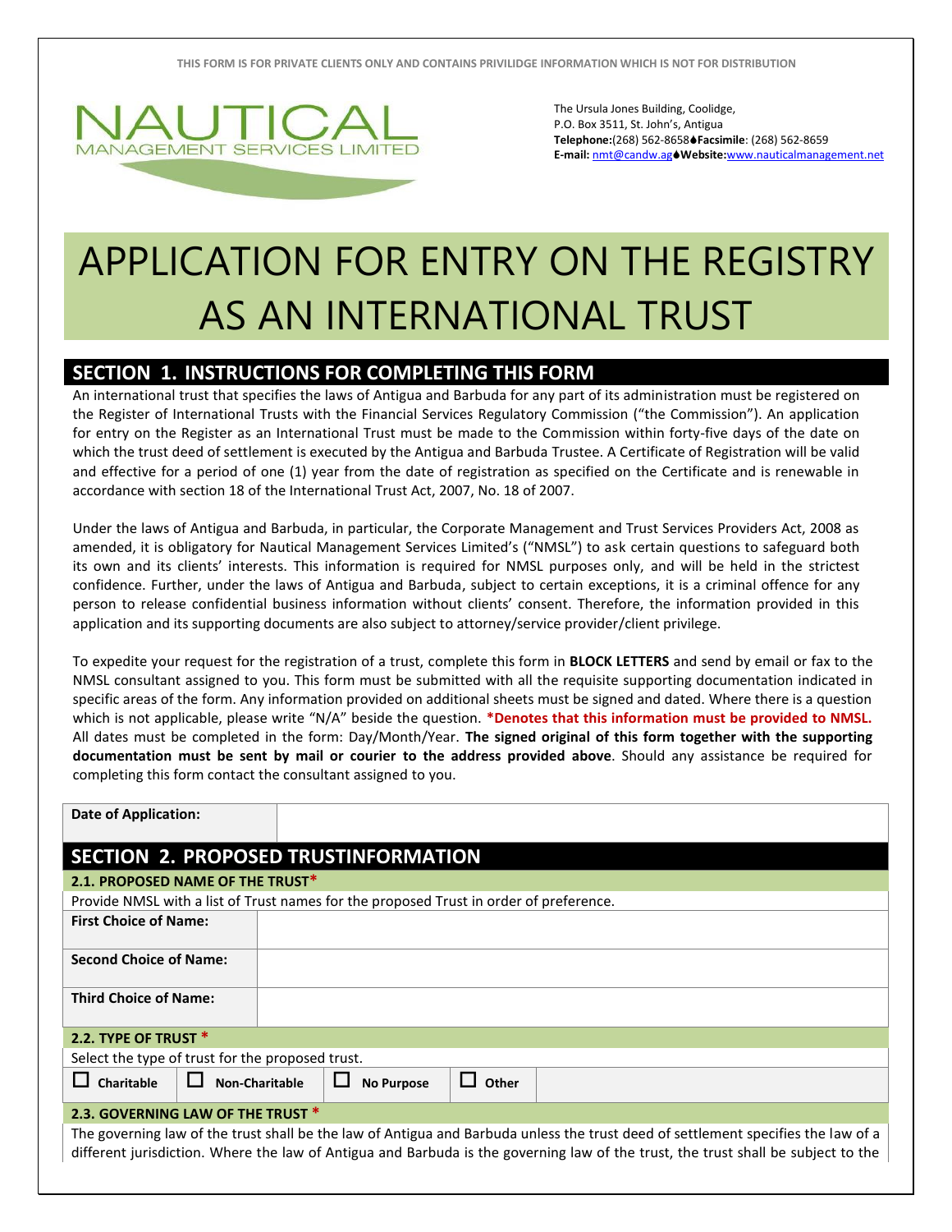THIS FORM IS FOR PRIVATE CLIENTS ONLY AND CONTAINS PRIVILIDGE INFORMATION WHICH IS NOT FOR DISTRIBUTION

NAUTICAL
MANAGEMENT SERVICES LIMITED

The Ursula Jones Building, Coolidge,
P.O. Box 3511, St. John's, Antigua
**Telephone:**(268) 562-8658 **Facsimile**: (268) 562-8659
**E-mail:** nmt@candw.ag **Website:**www.nauticalmanagement.net

# APPLICATION FOR ENTRY ON THE REGISTRY AS AN INTERNATIONAL TRUST

## SECTION 1. INSTRUCTIONS FOR COMPLETING THIS FORM

An international trust that specifies the laws of Antigua and Barbuda for any part of its administration must be registered on the Register of International Trusts with the Financial Services Regulatory Commission ("the Commission"). An application for entry on the Register as an International Trust must be made to the Commission within forty-five days of the date on which the trust deed of settlement is executed by the Antigua and Barbuda Trustee. A Certificate of Registration will be valid and effective for a period of one (1) year from the date of registration as specified on the Certificate and is renewable in accordance with section 18 of the International Trust Act, 2007, No. 18 of 2007.

Under the laws of Antigua and Barbuda, in particular, the Corporate Management and Trust Services Providers Act, 2008 as amended, it is obligatory for Nautical Management Services Limited's ("NMSL") to ask certain questions to safeguard both its own and its clients' interests. This information is required for NMSL purposes only, and will be held in the strictest confidence. Further, under the laws of Antigua and Barbuda, subject to certain exceptions, it is a criminal offence for any person to release confidential business information without clients' consent. Therefore, the information provided in this application and its supporting documents are also subject to attorney/service provider/client privilege.

To expedite your request for the registration of a trust, complete this form in **BLOCK LETTERS** and send by email or fax to the NMSL consultant assigned to you. This form must be submitted with all the requisite supporting documentation indicated in specific areas of the form. Any information provided on additional sheets must be signed and dated. Where there is a question which is not applicable, please write "N/A" beside the question. ***Denotes that this information must be provided to NMSL.** All dates must be completed in the form: Day/Month/Year. **The signed original of this form together with the supporting documentation must be sent by mail or courier to the address provided above**. Should any assistance be required for completing this form contact the consultant assigned to you.

| **Date of Application:** | |
|---|---|

## SECTION 2. PROPOSED TRUSTINFORMATION

### 2.1. PROPOSED NAME OF THE TRUST*

Provide NMSL with a list of Trust names for the proposed Trust in order of preference.

| **First Choice of Name:** | |
|---|---|
| **Second Choice of Name:** | |
| **Third Choice of Name:** | |

### 2.2. TYPE OF TRUST *

Select the type of trust for the proposed trust.

| ☐ **Charitable** | ☐ **Non-Charitable** | ☐ **No Purpose** | ☐ **Other** | |
|---|---|---|---|---|

### 2.3. GOVERNING LAW OF THE TRUST *

The governing law of the trust shall be the law of Antigua and Barbuda unless the trust deed of settlement specifies the law of a different jurisdiction. Where the law of Antigua and Barbuda is the governing law of the trust, the trust shall be subject to the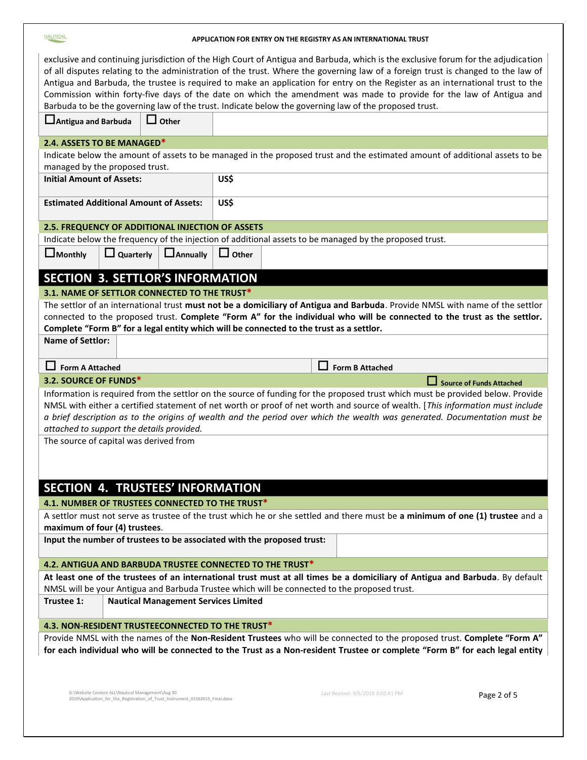exclusive and continuing jurisdiction of the High Court of Antigua and Barbuda, which is the exclusive forum for the adjudication of all disputes relating to the administration of the trust. Where the governing law of a foreign trust is changed to the law of Antigua and Barbuda, the trustee is required to make an application for entry on the Register as an international trust to the Commission within forty-five days of the date on which the amendment was made to provide for the law of Antigua and Barbuda to be the governing law of the trust. Indicate below the governing law of the proposed trust.

| ☐ **Antigua and Barbuda** | ☐ **Other** | |
|---|---|---|

### 2.4. ASSETS TO BE MANAGED*

Indicate below the amount of assets to be managed in the proposed trust and the estimated amount of additional assets to be managed by the proposed trust.

| | |
|---|---|
| **Initial Amount of Assets:** | **US$** |
| **Estimated Additional Amount of Assets:** | **US$** |

### 2.5. FREQUENCY OF ADDITIONAL INJECTION OF ASSETS

Indicate below the frequency of the injection of additional assets to be managed by the proposed trust.

| ☐ **Monthly** | ☐ **Quarterly** | ☐ **Annually** | ☐ **Other** | |
|---|---|---|---|---|

## SECTION 3. SETTLOR'S INFORMATION

### 3.1. NAME OF SETTLOR CONNECTED TO THE TRUST*

The settlor of an international trust **must not be a domiciliary of Antigua and Barbuda**. Provide NMSL with name of the settlor connected to the proposed trust. **Complete "Form A" for the individual who will be connected to the trust as the settlor. Complete "Form B" for a legal entity which will be connected to the trust as a settlor.**

| | |
|---|---|
| **Name of Settlor:** | |
| ☐ **Form A Attached** | ☐ **Form B Attached** |

### 3.2. SOURCE OF FUNDS*

☐ **Source of Funds Attached**

Information is required from the settlor on the source of funding for the proposed trust which must be provided below. Provide NMSL with either a certified statement of net worth or proof of net worth and source of wealth. [*This information must include a brief description as to the origins of wealth and the period over which the wealth was generated. Documentation must be attached to support the details provided.*

The source of capital was derived from

## SECTION 4. TRUSTEES' INFORMATION

### 4.1. NUMBER OF TRUSTEES CONNECTED TO THE TRUST*

A settlor must not serve as trustee of the trust which he or she settled and there must be **a minimum of one (1) trustee** and a **maximum of four (4) trustees**.

| | |
|---|---|
| **Input the number of trustees to be associated with the proposed trust:** | |

### 4.2. ANTIGUA AND BARBUDA TRUSTEE CONNECTED TO THE TRUST*

**At least one of the trustees of an international trust must at all times be a domiciliary of Antigua and Barbuda**. By default NMSL will be your Antigua and Barbuda Trustee which will be connected to the proposed trust.

| | |
|---|---|
| **Trustee 1:** | **Nautical Management Services Limited** |

### 4.3. NON-RESIDENT TRUSTEECONNECTED TO THE TRUST*

Provide NMSL with the names of the **Non-Resident Trustees** who will be connected to the proposed trust. **Complete "Form A" for each individual who will be connected to the Trust as a Non-resident Trustee or complete "Form B" for each legal entity**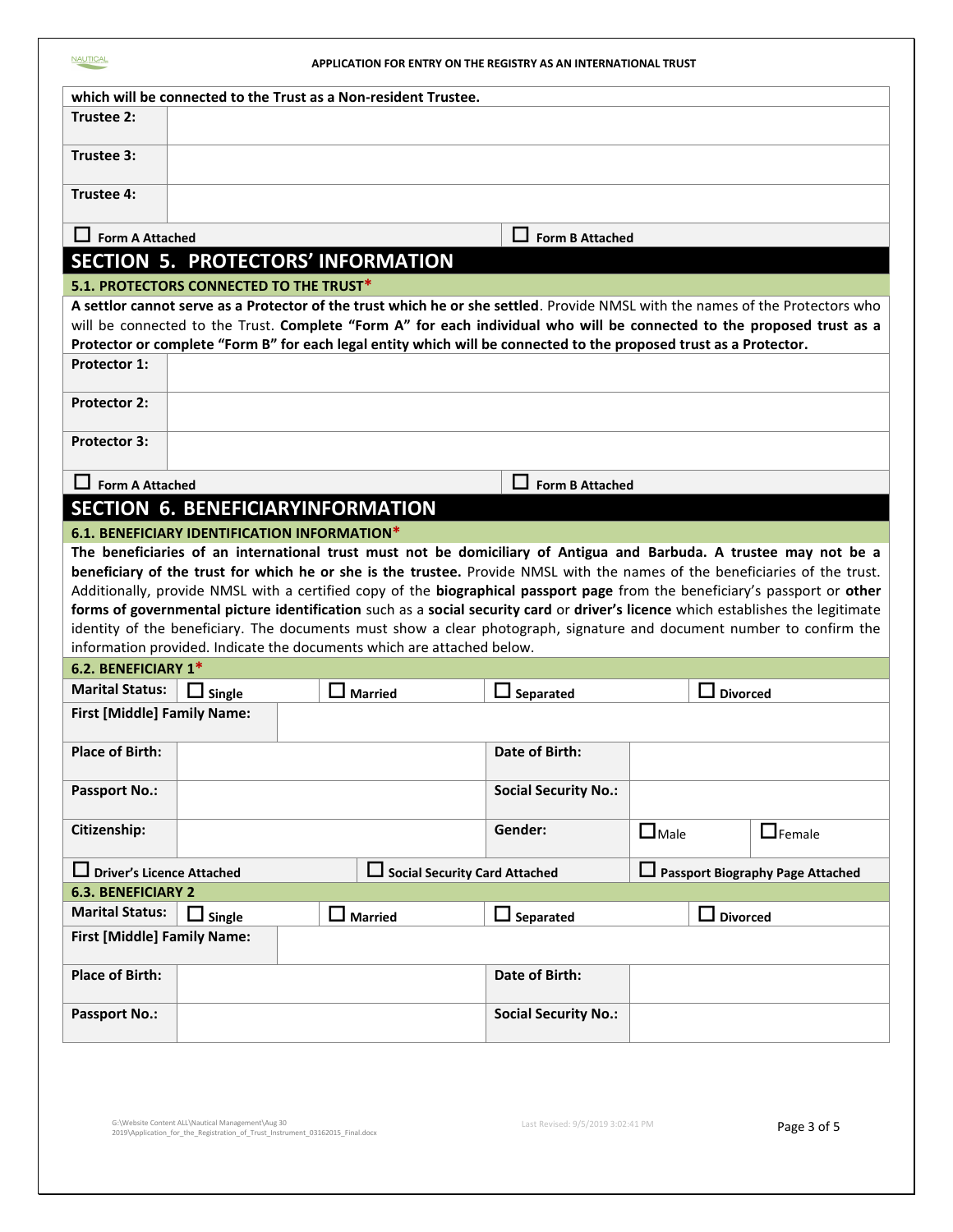which will be connected to the Trust as a Non-resident Trustee.

| | |
|---|---|
| **Trustee 2:** | |
| **Trustee 3:** | |
| **Trustee 4:** | |

☐ **Form A Attached** ☐ **Form B Attached**

## SECTION 5. PROTECTORS' INFORMATION

### 5.1. PROTECTORS CONNECTED TO THE TRUST*

**A settlor cannot serve as a Protector of the trust which he or she settled**. Provide NMSL with the names of the Protectors who will be connected to the Trust. **Complete "Form A" for each individual who will be connected to the proposed trust as a Protector or complete "Form B" for each legal entity which will be connected to the proposed trust as a Protector.**

| | |
|---|---|
| **Protector 1:** | |
| **Protector 2:** | |
| **Protector 3:** | |

☐ **Form A Attached** ☐ **Form B Attached**

## SECTION 6. BENEFICIARYINFORMATION

### 6.1. BENEFICIARY IDENTIFICATION INFORMATION*

**The beneficiaries of an international trust must not be domiciliary of Antigua and Barbuda. A trustee may not be a beneficiary of the trust for which he or she is the trustee.** Provide NMSL with the names of the beneficiaries of the trust. Additionally, provide NMSL with a certified copy of the **biographical passport page** from the beneficiary's passport or **other forms of governmental picture identification** such as a **social security card** or **driver's licence** which establishes the legitimate identity of the beneficiary. The documents must show a clear photograph, signature and document number to confirm the information provided. Indicate the documents which are attached below.

### 6.2. BENEFICIARY 1*

| | | | |
|---|---|---|---|
| **Marital Status:** ☐ **Single** | ☐ **Married** | ☐ **Separated** | ☐ **Divorced** |
| **First [Middle] Family Name:** | | | |
| **Place of Birth:** | | **Date of Birth:** | |
| **Passport No.:** | | **Social Security No.:** | |
| **Citizenship:** | | **Gender:** | ☐ Male ☐ Female |

☐ **Driver's Licence Attached** ☐ **Social Security Card Attached** ☐ **Passport Biography Page Attached**

### 6.3. BENEFICIARY 2

| | | | |
|---|---|---|---|
| **Marital Status:** ☐ **Single** | ☐ **Married** | ☐ **Separated** | ☐ **Divorced** |
| **First [Middle] Family Name:** | | | |
| **Place of Birth:** | | **Date of Birth:** | |
| **Passport No.:** | | **Social Security No.:** | |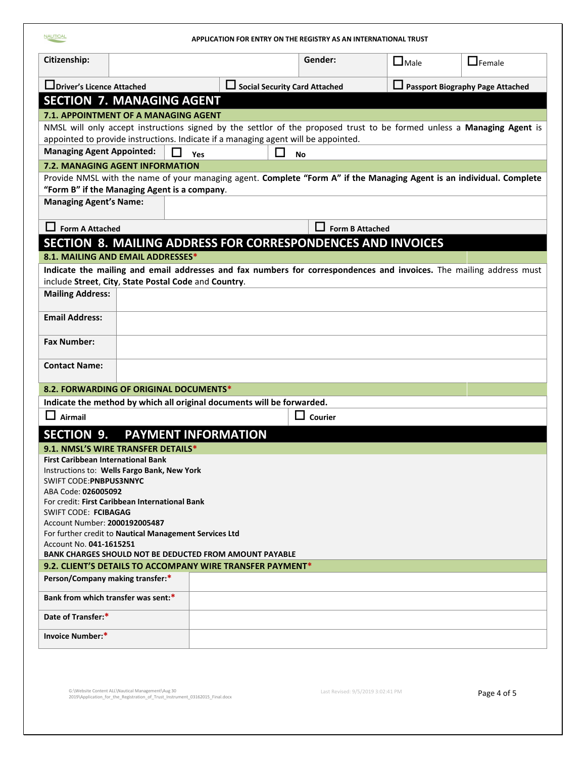| Citizenship: | | Gender: | ☐ Male | ☐ Female |
|---|---|---|---|---|

☐ Driver's Licence Attached ☐ Social Security Card Attached ☐ Passport Biography Page Attached

## SECTION 7. MANAGING AGENT

### 7.1. APPOINTMENT OF A MANAGING AGENT

NMSL will only accept instructions signed by the settlor of the proposed trust to be formed unless a **Managing Agent** is appointed to provide instructions. Indicate if a managing agent will be appointed.

**Managing Agent Appointed:** ☐ Yes ☐ No

### 7.2. MANAGING AGENT INFORMATION

Provide NMSL with the name of your managing agent. **Complete "Form A" if the Managing Agent is an individual. Complete "Form B" if the Managing Agent is a company**.

| Managing Agent's Name: | |
|---|---|

☐ Form A Attached ☐ Form B Attached

## SECTION 8. MAILING ADDRESS FOR CORRESPONDENCES AND INVOICES

### 8.1. MAILING AND EMAIL ADDRESSES*

**Indicate the mailing and email addresses and fax numbers for correspondences and invoices.** The mailing address must include **Street**, **City**, **State Postal Code** and **Country**.

| Mailing Address: | |
|---|---|
| Email Address: | |
| Fax Number: | |
| Contact Name: | |

### 8.2. FORWARDING OF ORIGINAL DOCUMENTS*

**Indicate the method by which all original documents will be forwarded.**

☐ Airmail ☐ Courier

## SECTION 9. PAYMENT INFORMATION

### 9.1. NMSL'S WIRE TRANSFER DETAILS*

**First Caribbean International Bank**
Instructions to: **Wells Fargo Bank, New York**
SWIFT CODE:**PNBPUS3NNYC**
ABA Code: **026005092**
For credit: **First Caribbean International Bank**
SWIFT CODE: **FCIBAGAG**
Account Number: **2000192005487**
For further credit to **Nautical Management Services Ltd**
Account No. **041-1615251**
**BANK CHARGES SHOULD NOT BE DEDUCTED FROM AMOUNT PAYABLE**

### 9.2. CLIENT'S DETAILS TO ACCOMPANY WIRE TRANSFER PAYMENT*

| Person/Company making transfer:* | |
|---|---|
| Bank from which transfer was sent:* | |
| Date of Transfer:* | |
| Invoice Number:* | |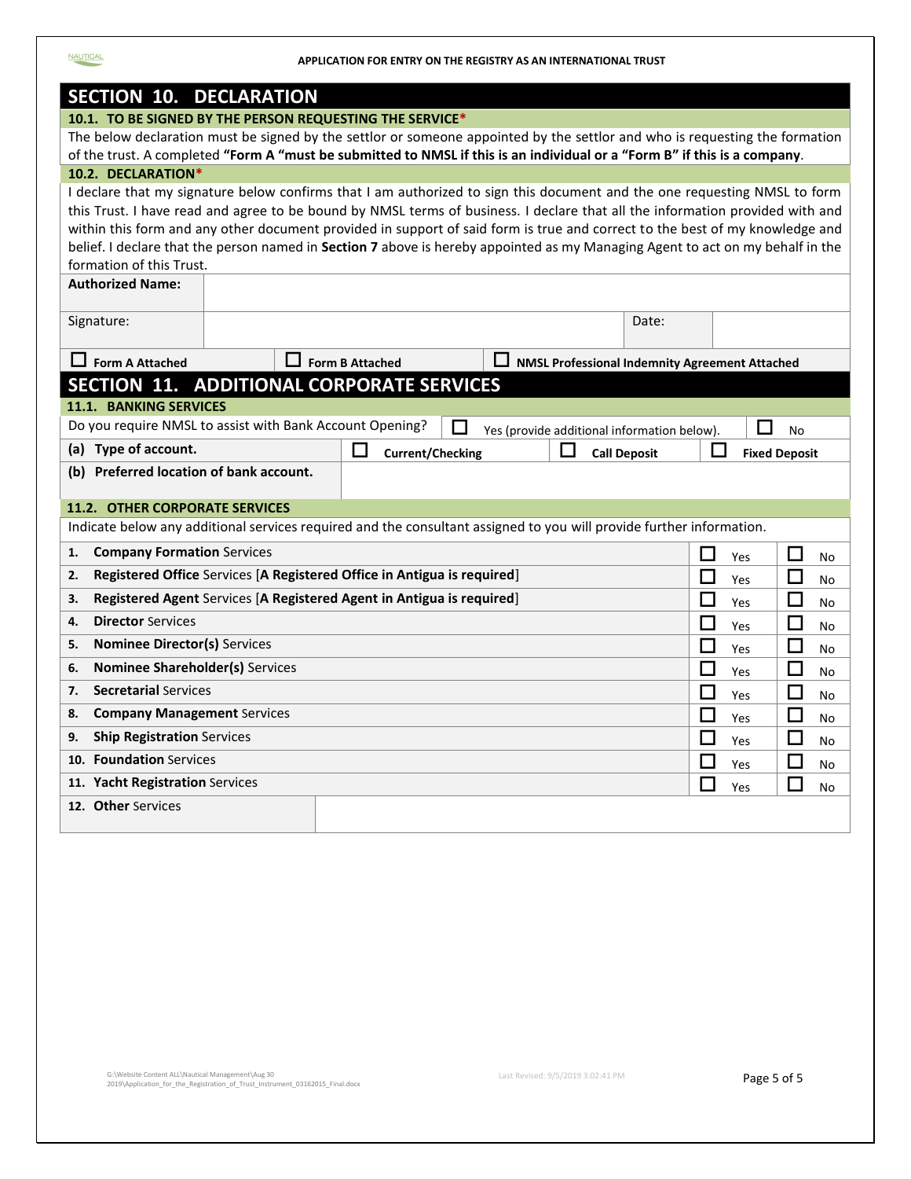## SECTION 10. DECLARATION

### 10.1. TO BE SIGNED BY THE PERSON REQUESTING THE SERVICE*

The below declaration must be signed by the settlor or someone appointed by the settlor and who is requesting the formation of the trust. A completed **"Form A "must be submitted to NMSL if this is an individual or a "Form B" if this is a company**.

### 10.2. DECLARATION*

I declare that my signature below confirms that I am authorized to sign this document and the one requesting NMSL to form this Trust. I have read and agree to be bound by NMSL terms of business. I declare that all the information provided with and within this form and any other document provided in support of said form is true and correct to the best of my knowledge and belief. I declare that the person named in **Section 7** above is hereby appointed as my Managing Agent to act on my behalf in the formation of this Trust.

| | | | |
|---|---|---|---|
| **Authorized Name:** | | | |
| Signature: | | Date: | |

☐ **Form A Attached** ☐ **Form B Attached** ☐ **NMSL Professional Indemnity Agreement Attached**

## SECTION 11. ADDITIONAL CORPORATE SERVICES

### 11.1. BANKING SERVICES

Do you require NMSL to assist with Bank Account Opening? ☐ Yes (provide additional information below). ☐ No

| | | | |
|---|---|---|---|
| **(a) Type of account.** | ☐ **Current/Checking** | ☐ **Call Deposit** | ☐ **Fixed Deposit** |
| **(b) Preferred location of bank account.** | | | |

### 11.2. OTHER CORPORATE SERVICES

Indicate below any additional services required and the consultant assigned to you will provide further information.

| | | |
|---|---|---|
| **1. Company Formation** Services | ☐ Yes | ☐ No |
| **2. Registered Office** Services [**A Registered Office in Antigua is required**] | ☐ Yes | ☐ No |
| **3. Registered Agent** Services [**A Registered Agent in Antigua is required**] | ☐ Yes | ☐ No |
| **4. Director** Services | ☐ Yes | ☐ No |
| **5. Nominee Director(s)** Services | ☐ Yes | ☐ No |
| **6. Nominee Shareholder(s)** Services | ☐ Yes | ☐ No |
| **7. Secretarial** Services | ☐ Yes | ☐ No |
| **8. Company Management** Services | ☐ Yes | ☐ No |
| **9. Ship Registration** Services | ☐ Yes | ☐ No |
| **10. Foundation** Services | ☐ Yes | ☐ No |
| **11. Yacht Registration** Services | ☐ Yes | ☐ No |
| **12. Other** Services | | |